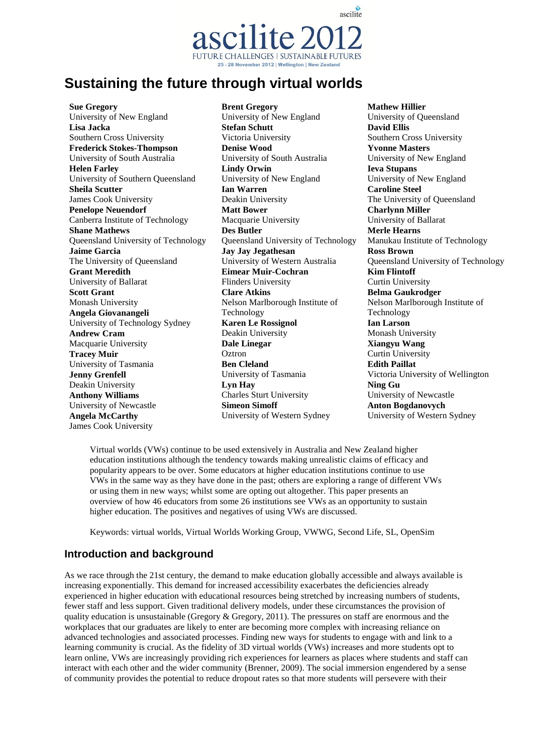# Sustaining the future through virtual worlds

**Sue Gregory**
University of New England
**Lisa Jacka**
Southern Cross University
**Frederick Stokes-Thompson**
University of South Australia
**Helen Farley**
University of Southern Queensland
**Sheila Scutter**
James Cook University
**Penelope Neuendorf**
Canberra Institute of Technology
**Shane Mathews**
Queensland University of Technology
**Jaime Garcia**
The University of Queensland
**Grant Meredith**
University of Ballarat
**Scott Grant**
Monash University
**Angela Giovanangeli**
University of Technology Sydney
**Andrew Cram**
Macquarie University
**Tracey Muir**
University of Tasmania
**Jenny Grenfell**
Deakin University
**Anthony Williams**
University of Newcastle
**Angela McCarthy**
James Cook University

**Brent Gregory**
University of New England
**Stefan Schutt**
Victoria University
**Denise Wood**
University of South Australia
**Lindy Orwin**
University of New England
**Ian Warren**
Deakin University
**Matt Bower**
Macquarie University
**Des Butler**
Queensland University of Technology
**Jay Jay Jegathesan**
University of Western Australia
**Eimear Muir-Cochran**
Flinders University
**Clare Atkins**
Nelson Marlborough Institute of Technology
**Karen Le Rossignol**
Deakin University
**Dale Linegar**
Oztron
**Ben Cleland**
University of Tasmania
**Lyn Hay**
Charles Sturt University
**Simeon Simoff**
University of Western Sydney

**Mathew Hillier**
University of Queensland
**David Ellis**
Southern Cross University
**Yvonne Masters**
University of New England
**Ieva Stupans**
University of New England
**Caroline Steel**
The University of Queensland
**Charlynn Miller**
University of Ballarat
**Merle Hearns**
Manukau Institute of Technology
**Ross Brown**
Queensland University of Technology
**Kim Flintoff**
Curtin University
**Belma Gaukrodger**
Nelson Marlborough Institute of Technology
**Ian Larson**
Monash University
**Xiangyu Wang**
Curtin University
**Edith Paillat**
Victoria University of Wellington
**Ning Gu**
University of Newcastle
**Anton Bogdanovych**
University of Western Sydney

Virtual worlds (VWs) continue to be used extensively in Australia and New Zealand higher education institutions although the tendency towards making unrealistic claims of efficacy and popularity appears to be over. Some educators at higher education institutions continue to use VWs in the same way as they have done in the past; others are exploring a range of different VWs or using them in new ways; whilst some are opting out altogether. This paper presents an overview of how 46 educators from some 26 institutions see VWs as an opportunity to sustain higher education. The positives and negatives of using VWs are discussed.

Keywords: virtual worlds, Virtual Worlds Working Group, VWWG, Second Life, SL, OpenSim

## Introduction and background

As we race through the 21st century, the demand to make education globally accessible and always available is increasing exponentially. This demand for increased accessibility exacerbates the deficiencies already experienced in higher education with educational resources being stretched by increasing numbers of students, fewer staff and less support. Given traditional delivery models, under these circumstances the provision of quality education is unsustainable (Gregory & Gregory, 2011). The pressures on staff are enormous and the workplaces that our graduates are likely to enter are becoming more complex with increasing reliance on advanced technologies and associated processes. Finding new ways for students to engage with and link to a learning community is crucial. As the fidelity of 3D virtual worlds (VWs) increases and more students opt to learn online, VWs are increasingly providing rich experiences for learners as places where students and staff can interact with each other and the wider community (Brenner, 2009). The social immersion engendered by a sense of community provides the potential to reduce dropout rates so that more students will persevere with their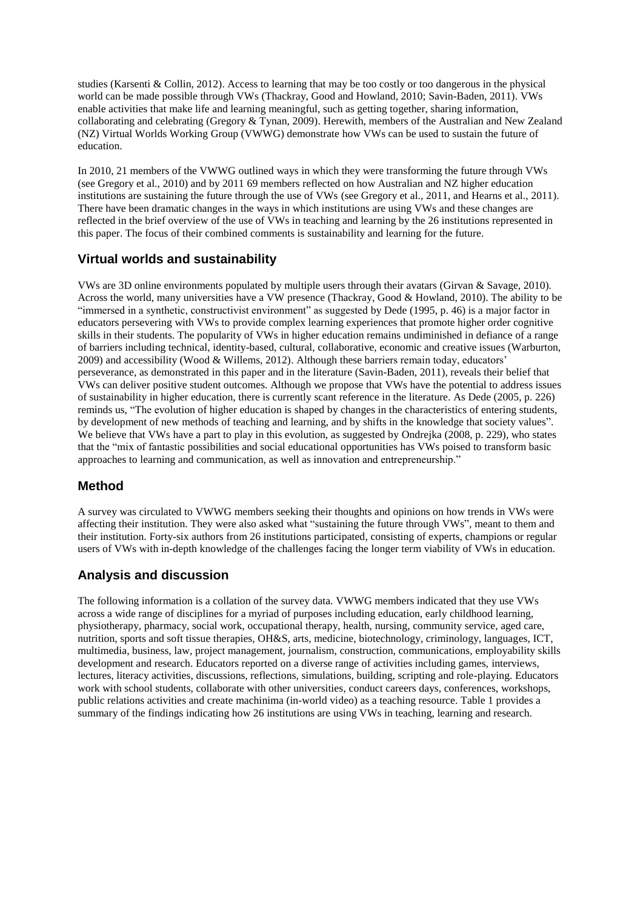studies (Karsenti & Collin, 2012). Access to learning that may be too costly or too dangerous in the physical world can be made possible through VWs (Thackray, Good and Howland, 2010; Savin-Baden, 2011). VWs enable activities that make life and learning meaningful, such as getting together, sharing information, collaborating and celebrating (Gregory & Tynan, 2009). Herewith, members of the Australian and New Zealand (NZ) Virtual Worlds Working Group (VWWG) demonstrate how VWs can be used to sustain the future of education.

In 2010, 21 members of the VWWG outlined ways in which they were transforming the future through VWs (see Gregory et al., 2010) and by 2011 69 members reflected on how Australian and NZ higher education institutions are sustaining the future through the use of VWs (see Gregory et al., 2011, and Hearns et al., 2011). There have been dramatic changes in the ways in which institutions are using VWs and these changes are reflected in the brief overview of the use of VWs in teaching and learning by the 26 institutions represented in this paper. The focus of their combined comments is sustainability and learning for the future.

## Virtual worlds and sustainability

VWs are 3D online environments populated by multiple users through their avatars (Girvan & Savage, 2010). Across the world, many universities have a VW presence (Thackray, Good & Howland, 2010). The ability to be "immersed in a synthetic, constructivist environment" as suggested by Dede (1995, p. 46) is a major factor in educators persevering with VWs to provide complex learning experiences that promote higher order cognitive skills in their students. The popularity of VWs in higher education remains undiminished in defiance of a range of barriers including technical, identity-based, cultural, collaborative, economic and creative issues (Warburton, 2009) and accessibility (Wood & Willems, 2012). Although these barriers remain today, educators' perseverance, as demonstrated in this paper and in the literature (Savin-Baden, 2011), reveals their belief that VWs can deliver positive student outcomes. Although we propose that VWs have the potential to address issues of sustainability in higher education, there is currently scant reference in the literature. As Dede (2005, p. 226) reminds us, "The evolution of higher education is shaped by changes in the characteristics of entering students, by development of new methods of teaching and learning, and by shifts in the knowledge that society values". We believe that VWs have a part to play in this evolution, as suggested by Ondrejka (2008, p. 229), who states that the "mix of fantastic possibilities and social educational opportunities has VWs poised to transform basic approaches to learning and communication, as well as innovation and entrepreneurship."

## Method

A survey was circulated to VWWG members seeking their thoughts and opinions on how trends in VWs were affecting their institution. They were also asked what "sustaining the future through VWs", meant to them and their institution. Forty-six authors from 26 institutions participated, consisting of experts, champions or regular users of VWs with in-depth knowledge of the challenges facing the longer term viability of VWs in education.

## Analysis and discussion

The following information is a collation of the survey data. VWWG members indicated that they use VWs across a wide range of disciplines for a myriad of purposes including education, early childhood learning, physiotherapy, pharmacy, social work, occupational therapy, health, nursing, community service, aged care, nutrition, sports and soft tissue therapies, OH&S, arts, medicine, biotechnology, criminology, languages, ICT, multimedia, business, law, project management, journalism, construction, communications, employability skills development and research. Educators reported on a diverse range of activities including games, interviews, lectures, literacy activities, discussions, reflections, simulations, building, scripting and role-playing. Educators work with school students, collaborate with other universities, conduct careers days, conferences, workshops, public relations activities and create machinima (in-world video) as a teaching resource. Table 1 provides a summary of the findings indicating how 26 institutions are using VWs in teaching, learning and research.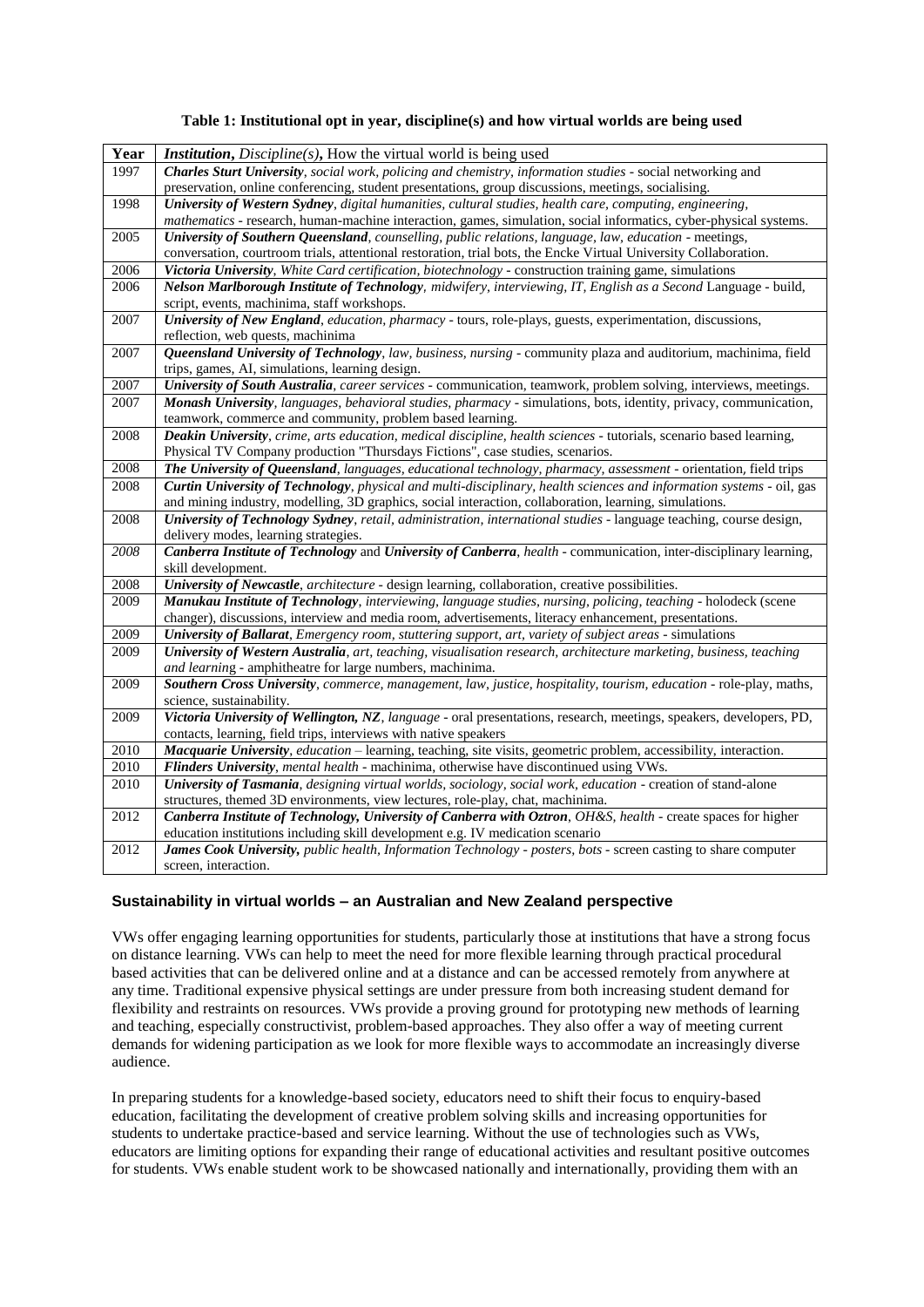**Table 1: Institutional opt in year, discipline(s) and how virtual worlds are being used**

| Year | ***Institution***, *Discipline(s)*, How the virtual world is being used |
|---|---|
| 1997 | ***Charles Sturt University***, *social work, policing and chemistry, information studies* - social networking and preservation, online conferencing, student presentations, group discussions, meetings, socialising. |
| 1998 | ***University of Western Sydney***, *digital humanities, cultural studies, health care, computing, engineering, mathematics* - research, human-machine interaction, games, simulation, social informatics, cyber-physical systems. |
| 2005 | ***University of Southern Queensland***, *counselling, public relations, language, law, education* - meetings, conversation, courtroom trials, attentional restoration, trial bots, the Encke Virtual University Collaboration. |
| 2006 | ***Victoria University***, *White Card certification, biotechnology* - construction training game, simulations |
| 2006 | ***Nelson Marlborough Institute of Technology***, *midwifery, interviewing, IT, English as a Second* Language - build, script, events, machinima, staff workshops. |
| 2007 | ***University of New England***, *education, pharmacy* - tours, role-plays, guests, experimentation, discussions, reflection, web quests, machinima |
| 2007 | ***Queensland University of Technology***, *law, business, nursing* - community plaza and auditorium, machinima, field trips, games, AI, simulations, learning design. |
| 2007 | ***University of South Australia***, *career services* - communication, teamwork, problem solving, interviews, meetings. |
| 2007 | ***Monash University***, *languages, behavioral studies, pharmacy* - simulations, bots, identity, privacy, communication, teamwork, commerce and community, problem based learning. |
| 2008 | ***Deakin University***, *crime, arts education, medical discipline, health sciences* - tutorials, scenario based learning, Physical TV Company production "Thursdays Fictions", case studies, scenarios. |
| 2008 | ***The University of Queensland***, *languages, educational technology, pharmacy, assessment* - orientation, field trips |
| 2008 | ***Curtin University of Technology***, *physical and multi-disciplinary, health sciences and information systems* - oil, gas and mining industry, modelling, 3D graphics, social interaction, collaboration, learning, simulations. |
| 2008 | ***University of Technology Sydney***, *retail, administration, international studies* - language teaching, course design, delivery modes, learning strategies. |
| *2008* | ***Canberra Institute of Technology*** and ***University of Canberra***, *health* - communication, inter-disciplinary learning, skill development. |
| 2008 | ***University of Newcastle***, *architecture* - design learning, collaboration, creative possibilities. |
| 2009 | ***Manukau Institute of Technology***, *interviewing, language studies, nursing, policing, teaching* - holodeck (scene changer), discussions, interview and media room, advertisements, literacy enhancement, presentations. |
| 2009 | ***University of Ballarat***, *Emergency room, stuttering support, art, variety of subject areas* - simulations |
| 2009 | ***University of Western Australia***, *art, teaching, visualisation research, architecture marketing, business, teaching and learning* - amphitheatre for large numbers, machinima. |
| 2009 | ***Southern Cross University***, *commerce, management, law, justice, hospitality, tourism, education* - role-play, maths, science, sustainability. |
| 2009 | ***Victoria University of Wellington, NZ***, *language* - oral presentations, research, meetings, speakers, developers, PD, contacts, learning, field trips, interviews with native speakers |
| 2010 | ***Macquarie University***, *education* – learning, teaching, site visits, geometric problem, accessibility, interaction. |
| 2010 | ***Flinders University***, *mental health* - machinima, otherwise have discontinued using VWs. |
| 2010 | ***University of Tasmania***, *designing virtual worlds, sociology, social work, education* - creation of stand-alone structures, themed 3D environments, view lectures, role-play, chat, machinima. |
| 2012 | ***Canberra Institute of Technology, University of Canberra with Oztron***, *OH&S, health* - create spaces for higher education institutions including skill development e.g. IV medication scenario |
| 2012 | ***James Cook University,*** *public health, Information Technology - posters, bots* - screen casting to share computer screen, interaction. |

### Sustainability in virtual worlds – an Australian and New Zealand perspective

VWs offer engaging learning opportunities for students, particularly those at institutions that have a strong focus on distance learning. VWs can help to meet the need for more flexible learning through practical procedural based activities that can be delivered online and at a distance and can be accessed remotely from anywhere at any time. Traditional expensive physical settings are under pressure from both increasing student demand for flexibility and restraints on resources. VWs provide a proving ground for prototyping new methods of learning and teaching, especially constructivist, problem-based approaches. They also offer a way of meeting current demands for widening participation as we look for more flexible ways to accommodate an increasingly diverse audience.

In preparing students for a knowledge-based society, educators need to shift their focus to enquiry-based education, facilitating the development of creative problem solving skills and increasing opportunities for students to undertake practice-based and service learning. Without the use of technologies such as VWs, educators are limiting options for expanding their range of educational activities and resultant positive outcomes for students. VWs enable student work to be showcased nationally and internationally, providing them with an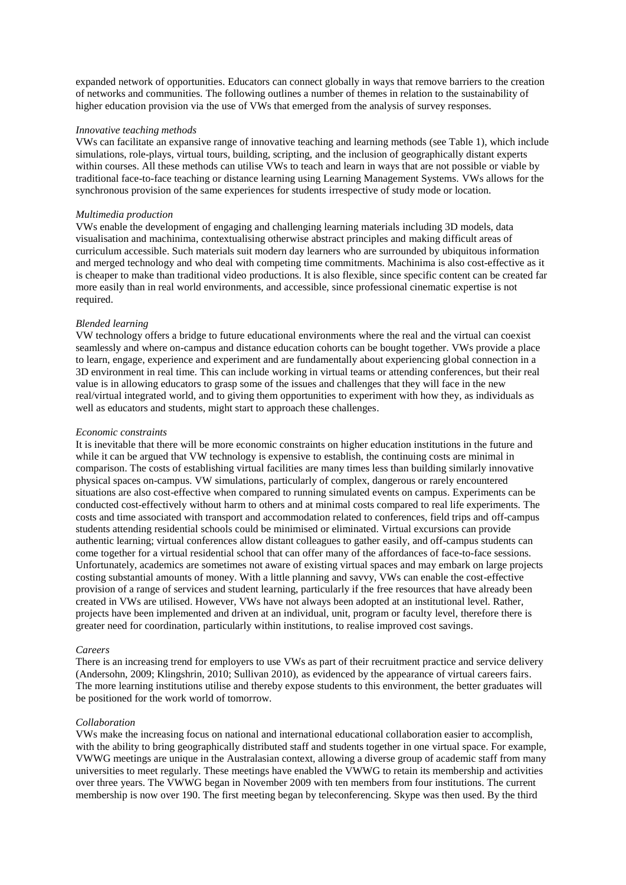expanded network of opportunities. Educators can connect globally in ways that remove barriers to the creation of networks and communities. The following outlines a number of themes in relation to the sustainability of higher education provision via the use of VWs that emerged from the analysis of survey responses.

*Innovative teaching methods*

VWs can facilitate an expansive range of innovative teaching and learning methods (see Table 1), which include simulations, role-plays, virtual tours, building, scripting, and the inclusion of geographically distant experts within courses. All these methods can utilise VWs to teach and learn in ways that are not possible or viable by traditional face-to-face teaching or distance learning using Learning Management Systems. VWs allows for the synchronous provision of the same experiences for students irrespective of study mode or location.

*Multimedia production*

VWs enable the development of engaging and challenging learning materials including 3D models, data visualisation and machinima, contextualising otherwise abstract principles and making difficult areas of curriculum accessible. Such materials suit modern day learners who are surrounded by ubiquitous information and merged technology and who deal with competing time commitments. Machinima is also cost-effective as it is cheaper to make than traditional video productions. It is also flexible, since specific content can be created far more easily than in real world environments, and accessible, since professional cinematic expertise is not required.

*Blended learning*

VW technology offers a bridge to future educational environments where the real and the virtual can coexist seamlessly and where on-campus and distance education cohorts can be bought together. VWs provide a place to learn, engage, experience and experiment and are fundamentally about experiencing global connection in a 3D environment in real time. This can include working in virtual teams or attending conferences, but their real value is in allowing educators to grasp some of the issues and challenges that they will face in the new real/virtual integrated world, and to giving them opportunities to experiment with how they, as individuals as well as educators and students, might start to approach these challenges.

*Economic constraints*

It is inevitable that there will be more economic constraints on higher education institutions in the future and while it can be argued that VW technology is expensive to establish, the continuing costs are minimal in comparison. The costs of establishing virtual facilities are many times less than building similarly innovative physical spaces on-campus. VW simulations, particularly of complex, dangerous or rarely encountered situations are also cost-effective when compared to running simulated events on campus. Experiments can be conducted cost-effectively without harm to others and at minimal costs compared to real life experiments. The costs and time associated with transport and accommodation related to conferences, field trips and off-campus students attending residential schools could be minimised or eliminated. Virtual excursions can provide authentic learning; virtual conferences allow distant colleagues to gather easily, and off-campus students can come together for a virtual residential school that can offer many of the affordances of face-to-face sessions. Unfortunately, academics are sometimes not aware of existing virtual spaces and may embark on large projects costing substantial amounts of money. With a little planning and savvy, VWs can enable the cost-effective provision of a range of services and student learning, particularly if the free resources that have already been created in VWs are utilised. However, VWs have not always been adopted at an institutional level. Rather, projects have been implemented and driven at an individual, unit, program or faculty level, therefore there is greater need for coordination, particularly within institutions, to realise improved cost savings.

*Careers*

There is an increasing trend for employers to use VWs as part of their recruitment practice and service delivery (Andersohn, 2009; Klingshrin, 2010; Sullivan 2010), as evidenced by the appearance of virtual careers fairs. The more learning institutions utilise and thereby expose students to this environment, the better graduates will be positioned for the work world of tomorrow.

*Collaboration*

VWs make the increasing focus on national and international educational collaboration easier to accomplish, with the ability to bring geographically distributed staff and students together in one virtual space. For example, VWWG meetings are unique in the Australasian context, allowing a diverse group of academic staff from many universities to meet regularly. These meetings have enabled the VWWG to retain its membership and activities over three years. The VWWG began in November 2009 with ten members from four institutions. The current membership is now over 190. The first meeting began by teleconferencing. Skype was then used. By the third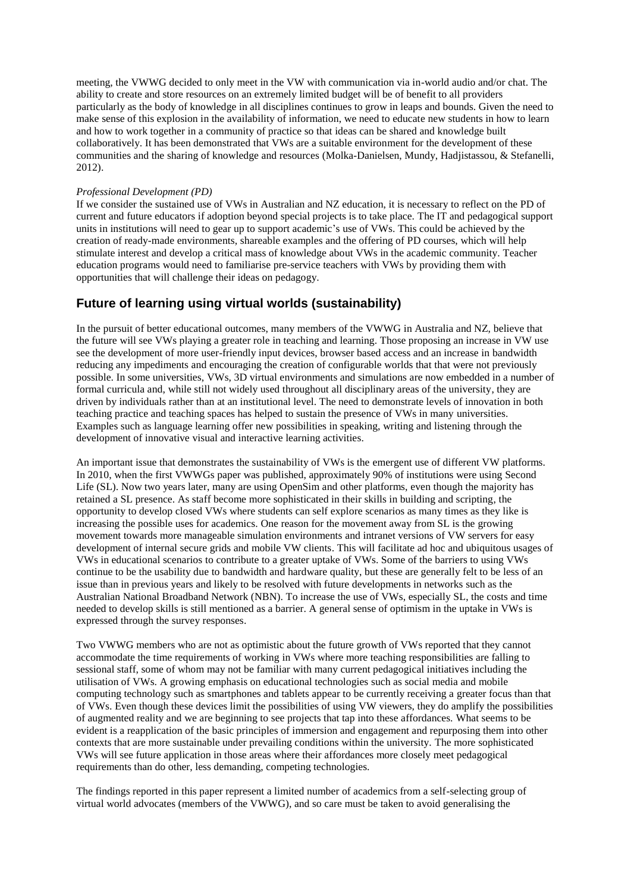meeting, the VWWG decided to only meet in the VW with communication via in-world audio and/or chat. The ability to create and store resources on an extremely limited budget will be of benefit to all providers particularly as the body of knowledge in all disciplines continues to grow in leaps and bounds. Given the need to make sense of this explosion in the availability of information, we need to educate new students in how to learn and how to work together in a community of practice so that ideas can be shared and knowledge built collaboratively. It has been demonstrated that VWs are a suitable environment for the development of these communities and the sharing of knowledge and resources (Molka-Danielsen, Mundy, Hadjistassou, & Stefanelli, 2012).

*Professional Development (PD)*

If we consider the sustained use of VWs in Australian and NZ education, it is necessary to reflect on the PD of current and future educators if adoption beyond special projects is to take place. The IT and pedagogical support units in institutions will need to gear up to support academic's use of VWs. This could be achieved by the creation of ready-made environments, shareable examples and the offering of PD courses, which will help stimulate interest and develop a critical mass of knowledge about VWs in the academic community. Teacher education programs would need to familiarise pre-service teachers with VWs by providing them with opportunities that will challenge their ideas on pedagogy.

## Future of learning using virtual worlds (sustainability)

In the pursuit of better educational outcomes, many members of the VWWG in Australia and NZ, believe that the future will see VWs playing a greater role in teaching and learning. Those proposing an increase in VW use see the development of more user-friendly input devices, browser based access and an increase in bandwidth reducing any impediments and encouraging the creation of configurable worlds that that were not previously possible. In some universities, VWs, 3D virtual environments and simulations are now embedded in a number of formal curricula and, while still not widely used throughout all disciplinary areas of the university, they are driven by individuals rather than at an institutional level. The need to demonstrate levels of innovation in both teaching practice and teaching spaces has helped to sustain the presence of VWs in many universities. Examples such as language learning offer new possibilities in speaking, writing and listening through the development of innovative visual and interactive learning activities.

An important issue that demonstrates the sustainability of VWs is the emergent use of different VW platforms. In 2010, when the first VWWGs paper was published, approximately 90% of institutions were using Second Life (SL). Now two years later, many are using OpenSim and other platforms, even though the majority has retained a SL presence. As staff become more sophisticated in their skills in building and scripting, the opportunity to develop closed VWs where students can self explore scenarios as many times as they like is increasing the possible uses for academics. One reason for the movement away from SL is the growing movement towards more manageable simulation environments and intranet versions of VW servers for easy development of internal secure grids and mobile VW clients. This will facilitate ad hoc and ubiquitous usages of VWs in educational scenarios to contribute to a greater uptake of VWs. Some of the barriers to using VWs continue to be the usability due to bandwidth and hardware quality, but these are generally felt to be less of an issue than in previous years and likely to be resolved with future developments in networks such as the Australian National Broadband Network (NBN). To increase the use of VWs, especially SL, the costs and time needed to develop skills is still mentioned as a barrier. A general sense of optimism in the uptake in VWs is expressed through the survey responses.

Two VWWG members who are not as optimistic about the future growth of VWs reported that they cannot accommodate the time requirements of working in VWs where more teaching responsibilities are falling to sessional staff, some of whom may not be familiar with many current pedagogical initiatives including the utilisation of VWs. A growing emphasis on educational technologies such as social media and mobile computing technology such as smartphones and tablets appear to be currently receiving a greater focus than that of VWs. Even though these devices limit the possibilities of using VW viewers, they do amplify the possibilities of augmented reality and we are beginning to see projects that tap into these affordances. What seems to be evident is a reapplication of the basic principles of immersion and engagement and repurposing them into other contexts that are more sustainable under prevailing conditions within the university. The more sophisticated VWs will see future application in those areas where their affordances more closely meet pedagogical requirements than do other, less demanding, competing technologies.

The findings reported in this paper represent a limited number of academics from a self-selecting group of virtual world advocates (members of the VWWG), and so care must be taken to avoid generalising the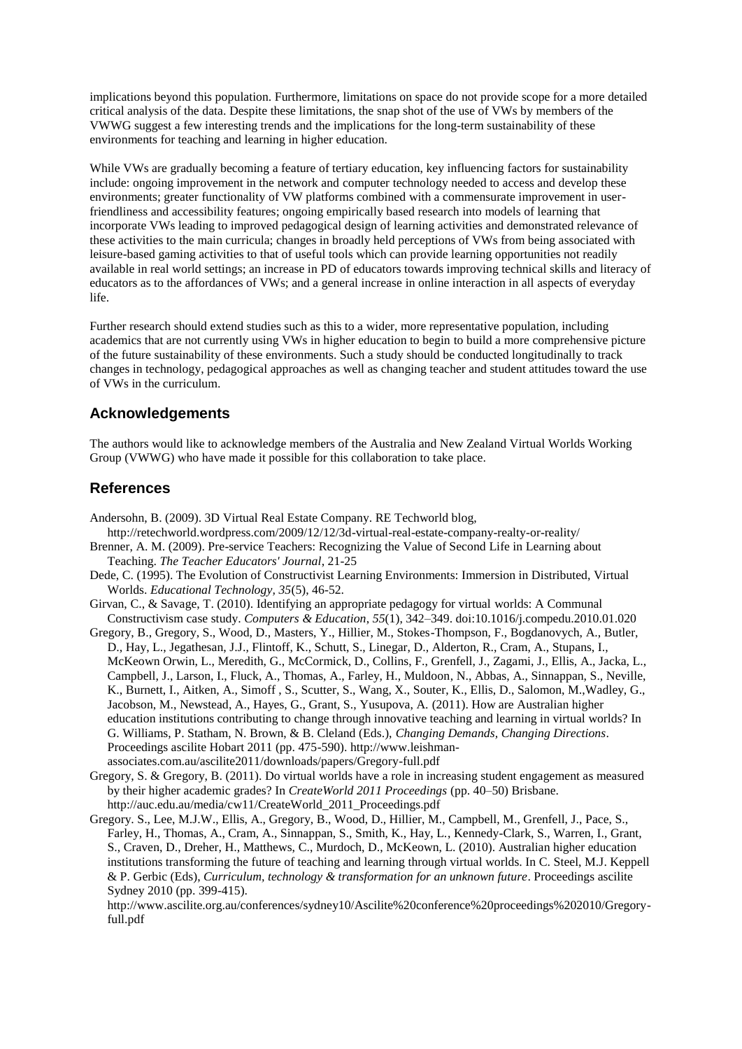implications beyond this population. Furthermore, limitations on space do not provide scope for a more detailed critical analysis of the data. Despite these limitations, the snap shot of the use of VWs by members of the VWWG suggest a few interesting trends and the implications for the long-term sustainability of these environments for teaching and learning in higher education.

While VWs are gradually becoming a feature of tertiary education, key influencing factors for sustainability include: ongoing improvement in the network and computer technology needed to access and develop these environments; greater functionality of VW platforms combined with a commensurate improvement in user-friendliness and accessibility features; ongoing empirically based research into models of learning that incorporate VWs leading to improved pedagogical design of learning activities and demonstrated relevance of these activities to the main curricula; changes in broadly held perceptions of VWs from being associated with leisure-based gaming activities to that of useful tools which can provide learning opportunities not readily available in real world settings; an increase in PD of educators towards improving technical skills and literacy of educators as to the affordances of VWs; and a general increase in online interaction in all aspects of everyday life.

Further research should extend studies such as this to a wider, more representative population, including academics that are not currently using VWs in higher education to begin to build a more comprehensive picture of the future sustainability of these environments. Such a study should be conducted longitudinally to track changes in technology, pedagogical approaches as well as changing teacher and student attitudes toward the use of VWs in the curriculum.

## Acknowledgements

The authors would like to acknowledge members of the Australia and New Zealand Virtual Worlds Working Group (VWWG) who have made it possible for this collaboration to take place.

## References

Andersohn, B. (2009). 3D Virtual Real Estate Company. RE Techworld blog, http://retechworld.wordpress.com/2009/12/12/3d-virtual-real-estate-company-realty-or-reality/

Brenner, A. M. (2009). Pre-service Teachers: Recognizing the Value of Second Life in Learning about Teaching. *The Teacher Educators' Journal*, 21-25

Dede, C. (1995). The Evolution of Constructivist Learning Environments: Immersion in Distributed, Virtual Worlds. *Educational Technology, 35*(5), 46-52.

Girvan, C., & Savage, T. (2010). Identifying an appropriate pedagogy for virtual worlds: A Communal Constructivism case study. *Computers & Education*, *55*(1), 342–349. doi:10.1016/j.compedu.2010.01.020

Gregory, B., Gregory, S., Wood, D., Masters, Y., Hillier, M., Stokes-Thompson, F., Bogdanovych, A., Butler, D., Hay, L., Jegathesan, J.J., Flintoff, K., Schutt, S., Linegar, D., Alderton, R., Cram, A., Stupans, I., McKeown Orwin, L., Meredith, G., McCormick, D., Collins, F., Grenfell, J., Zagami, J., Ellis, A., Jacka, L., Campbell, J., Larson, I., Fluck, A., Thomas, A., Farley, H., Muldoon, N., Abbas, A., Sinnappan, S., Neville, K., Burnett, I., Aitken, A., Simoff , S., Scutter, S., Wang, X., Souter, K., Ellis, D., Salomon, M.,Wadley, G., Jacobson, M., Newstead, A., Hayes, G., Grant, S., Yusupova, A. (2011). How are Australian higher education institutions contributing to change through innovative teaching and learning in virtual worlds? In G. Williams, P. Statham, N. Brown, & B. Cleland (Eds.), *Changing Demands, Changing Directions*. Proceedings ascilite Hobart 2011 (pp. 475-590). http://www.leishman-associates.com.au/ascilite2011/downloads/papers/Gregory-full.pdf

Gregory, S. & Gregory, B. (2011). Do virtual worlds have a role in increasing student engagement as measured by their higher academic grades? In *CreateWorld 2011 Proceedings* (pp. 40–50) Brisbane. http://auc.edu.au/media/cw11/CreateWorld_2011_Proceedings.pdf

Gregory. S., Lee, M.J.W., Ellis, A., Gregory, B., Wood, D., Hillier, M., Campbell, M., Grenfell, J., Pace, S., Farley, H., Thomas, A., Cram, A., Sinnappan, S., Smith, K., Hay, L., Kennedy-Clark, S., Warren, I., Grant, S., Craven, D., Dreher, H., Matthews, C., Murdoch, D., McKeown, L. (2010). Australian higher education institutions transforming the future of teaching and learning through virtual worlds. In C. Steel, M.J. Keppell & P. Gerbic (Eds), *Curriculum, technology & transformation for an unknown future*. Proceedings ascilite Sydney 2010 (pp. 399-415). http://www.ascilite.org.au/conferences/sydney10/Ascilite%20conference%20proceedings%202010/Gregory-full.pdf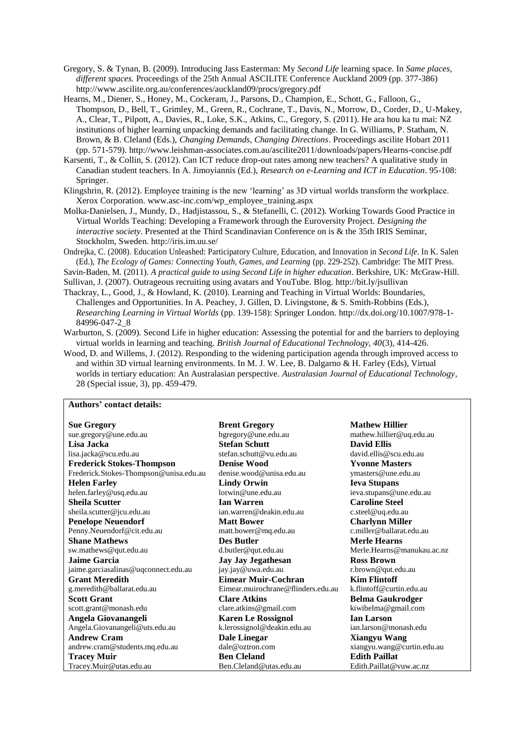Gregory, S. & Tynan, B. (2009). Introducing Jass Easterman: My *Second Life* learning space. In *Same places, different spaces.* Proceedings of the 25th Annual ASCILITE Conference Auckland 2009 (pp. 377-386) http://www.ascilite.org.au/conferences/auckland09/procs/gregory.pdf

Hearns, M., Diener, S., Honey, M., Cockeram, J., Parsons, D., Champion, E., Schott, G., Falloon, G., Thompson, D., Bell, T., Grimley, M., Green, R., Cochrane, T., Davis, N., Morrow, D., Corder, D., U-Makey, A., Clear, T., Pilpott, A., Davies, R., Loke, S.K., Atkins, C., Gregory, S. (2011). He ara hou ka tu mai: NZ institutions of higher learning unpacking demands and facilitating change. In G. Williams, P. Statham, N. Brown, & B. Cleland (Eds.), *Changing Demands, Changing Directions*. Proceedings ascilite Hobart 2011 (pp. 571-579). http://www.leishman-associates.com.au/ascilite2011/downloads/papers/Hearns-concise.pdf

Karsenti, T., & Collin, S. (2012). Can ICT reduce drop-out rates among new teachers? A qualitative study in Canadian student teachers. In A. Jimoyiannis (Ed.), *Research on e-Learning and ICT in Education*. 95-108: Springer.

Klingshrin, R. (2012). Employee training is the new 'learning' as 3D virtual worlds transform the workplace. Xerox Corporation. www.asc-inc.com/wp_employee_training.aspx

Molka-Danielsen, J., Mundy, D., Hadjistassou, S., & Stefanelli, C. (2012). Working Towards Good Practice in Virtual Worlds Teaching: Developing a Framework through the Euroversity Project. *Designing the interactive society*. Presented at the Third Scandinavian Conference on is & the 35th IRIS Seminar, Stockholm, Sweden. http://iris.im.uu.se/

Ondrejka, C. (2008). Education Unleashed: Participatory Culture, Education, and Innovation in *Second Life*. In K. Salen (Ed.), *The Ecology of Games: Connecting Youth, Games, and Learning* (pp. 229-252). Cambridge: The MIT Press.

Savin-Baden, M. (2011). *A practical guide to using Second Life in higher education*. Berkshire, UK: McGraw-Hill.

Sullivan, J. (2007). Outrageous recruiting using avatars and YouTube. Blog. http://bit.ly/jsullivan

Thackray, L., Good, J., & Howland, K. (2010). Learning and Teaching in Virtual Worlds: Boundaries, Challenges and Opportunities. In A. Peachey, J. Gillen, D. Livingstone, & S. Smith-Robbins (Eds.), *Researching Learning in Virtual Worlds* (pp. 139-158): Springer London. http://dx.doi.org/10.1007/978-1-84996-047-2_8

Warburton, S. (2009). Second Life in higher education: Assessing the potential for and the barriers to deploying virtual worlds in learning and teaching. *British Journal of Educational Technology, 40*(3), 414-426.

Wood, D. and Willems, J. (2012). Responding to the widening participation agenda through improved access to and within 3D virtual learning environments. In M. J. W. Lee, B. Dalgarno & H. Farley (Eds), Virtual worlds in tertiary education: An Australasian perspective. *Australasian Journal of Educational Technology*, 28 (Special issue, 3), pp. 459-479.

**Authors' contact details:**

**Sue Gregory**
sue.gregory@une.edu.au
**Lisa Jacka**
lisa.jacka@scu.edu.au
**Frederick Stokes-Thompson**
Frederick.Stokes-Thompson@unisa.edu.au
**Helen Farley**
helen.farley@usq.edu.au
**Sheila Scutter**
sheila.scutter@jcu.edu.au
**Penelope Neuendorf**
Penny.Neuendorf@cit.edu.au
**Shane Mathews**
sw.mathews@qut.edu.au
**Jaime Garcia**
jaime.garciasalinas@uqconnect.edu.au
**Grant Meredith**
g.meredith@ballarat.edu.au
**Scott Grant**
scott.grant@monash.edu
**Angela Giovanangeli**
Angela.Giovanangeli@uts.edu.au
**Andrew Cram**
andrew.cram@students.mq.edu.au
**Tracey Muir**
Tracey.Muir@utas.edu.au

**Brent Gregory**
bgregory@une.edu.au
**Stefan Schutt**
stefan.schutt@vu.edu.au
**Denise Wood**
denise.wood@unisa.edu.au
**Lindy Orwin**
lorwin@une.edu.au
**Ian Warren**
ian.warren@deakin.edu.au
**Matt Bower**
matt.bower@mq.edu.au
**Des Butler**
d.butler@qut.edu.au
**Jay Jay Jegathesan**
jay.jay@uwa.edu.au
**Eimear Muir-Cochran**
Eimear.muirochrane@flinders.edu.au
**Clare Atkins**
clare.atkins@gmail.com
**Karen Le Rossignol**
k.lerossignol@deakin.edu.au
**Dale Linegar**
dale@oztron.com
**Ben Cleland**
Ben.Cleland@utas.edu.au

**Mathew Hillier**
mathew.hillier@uq.edu.au
**David Ellis**
david.ellis@scu.edu.au
**Yvonne Masters**
ymasters@une.edu.au
**Ieva Stupans**
ieva.stupans@une.edu.au
**Caroline Steel**
c.steel@uq.edu.au
**Charlynn Miller**
c.miller@ballarat.edu.au
**Merle Hearns**
Merle.Hearns@manukau.ac.nz
**Ross Brown**
r.brown@qut.edu.au
**Kim Flintoff**
k.flintoff@curtin.edu.au
**Belma Gaukrodger**
kiwibelma@gmail.com
**Ian Larson**
ian.larson@monash.edu
**Xiangyu Wang**
xiangyu.wang@curtin.edu.au
**Edith Paillat**
Edith.Paillat@vuw.ac.nz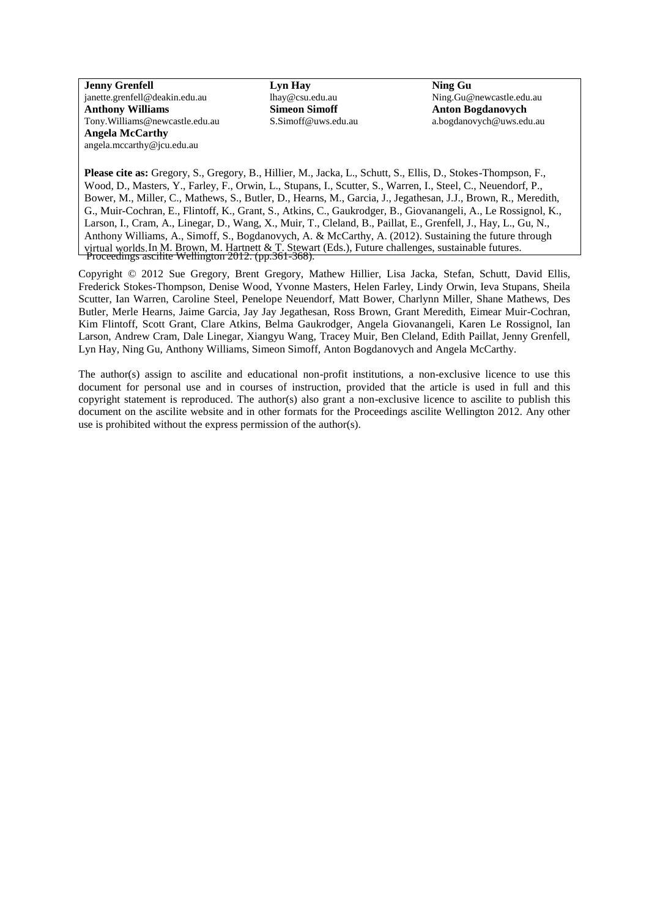**Jenny Grenfell**
janette.grenfell@deakin.edu.au

**Lyn Hay**
lhay@csu.edu.au

**Ning Gu**
Ning.Gu@newcastle.edu.au

**Anthony Williams**
Tony.Williams@newcastle.edu.au

**Simeon Simoff**
S.Simoff@uws.edu.au

**Anton Bogdanovych**
a.bogdanovych@uws.edu.au

**Angela McCarthy**
angela.mccarthy@jcu.edu.au

**Please cite as:** Gregory, S., Gregory, B., Hillier, M., Jacka, L., Schutt, S., Ellis, D., Stokes-Thompson, F., Wood, D., Masters, Y., Farley, F., Orwin, L., Stupans, I., Scutter, S., Warren, I., Steel, C., Neuendorf, P., Bower, M., Miller, C., Mathews, S., Butler, D., Hearns, M., Garcia, J., Jegathesan, J.J., Brown, R., Meredith, G., Muir-Cochran, E., Flintoff, K., Grant, S., Atkins, C., Gaukrodger, B., Giovanangeli, A., Le Rossignol, K., Larson, I., Cram, A., Linegar, D., Wang, X., Muir, T., Cleland, B., Paillat, E., Grenfell, J., Hay, L., Gu, N., Anthony Williams, A., Simoff, S., Bogdanovych, A. & McCarthy, A. (2012). Sustaining the future through virtual worlds.In M. Brown, M. Hartnett & T. Stewart (Eds.), Future challenges, sustainable futures. Proceedings ascilite Wellington 2012. (pp.361-368).

Copyright © 2012 Sue Gregory, Brent Gregory, Mathew Hillier, Lisa Jacka, Stefan, Schutt, David Ellis, Frederick Stokes-Thompson, Denise Wood, Yvonne Masters, Helen Farley, Lindy Orwin, Ieva Stupans, Sheila Scutter, Ian Warren, Caroline Steel, Penelope Neuendorf, Matt Bower, Charlynn Miller, Shane Mathews, Des Butler, Merle Hearns, Jaime Garcia, Jay Jay Jegathesan, Ross Brown, Grant Meredith, Eimear Muir-Cochran, Kim Flintoff, Scott Grant, Clare Atkins, Belma Gaukrodger, Angela Giovanangeli, Karen Le Rossignol, Ian Larson, Andrew Cram, Dale Linegar, Xiangyu Wang, Tracey Muir, Ben Cleland, Edith Paillat, Jenny Grenfell, Lyn Hay, Ning Gu, Anthony Williams, Simeon Simoff, Anton Bogdanovych and Angela McCarthy.

The author(s) assign to ascilite and educational non-profit institutions, a non-exclusive licence to use this document for personal use and in courses of instruction, provided that the article is used in full and this copyright statement is reproduced. The author(s) also grant a non-exclusive licence to ascilite to publish this document on the ascilite website and in other formats for the Proceedings ascilite Wellington 2012. Any other use is prohibited without the express permission of the author(s).